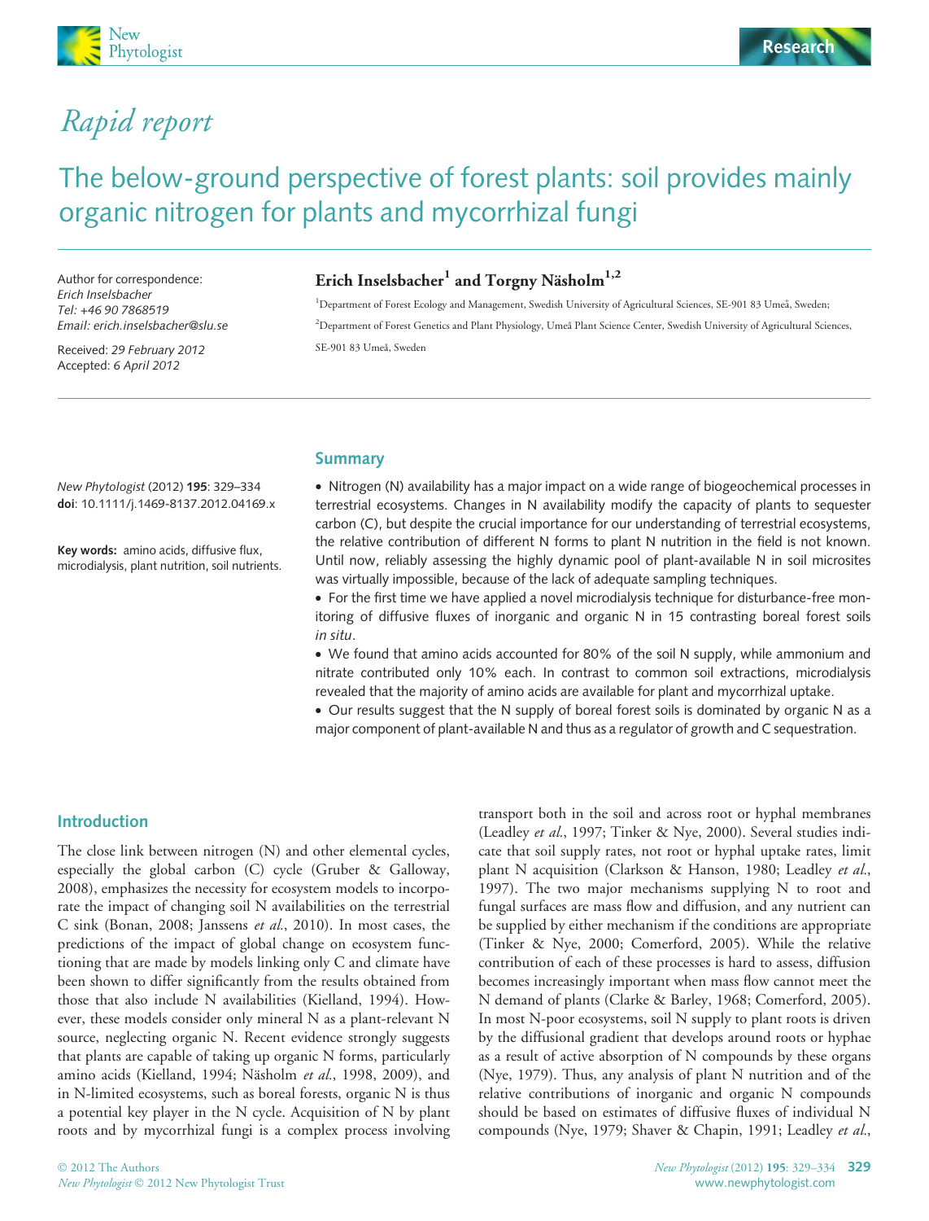Rapid report

# The below-ground perspective of forest plants: soil provides mainly organic nitrogen for plants and mycorrhizal fungi

Author for correspondence:
*Erich Inselsbacher*
*Tel: +46 90 7868519*
*Email: erich.inselsbacher@slu.se*

Received: *29 February 2012*
Accepted: *6 April 2012*

**Erich Inselsbacher[1] and Torgny Näsholm[1,2]**

[1]Department of Forest Ecology and Management, Swedish University of Agricultural Sciences, SE-901 83 Umeå, Sweden; [2]Department of Forest Genetics and Plant Physiology, Umeå Plant Science Center, Swedish University of Agricultural Sciences, SE-901 83 Umeå, Sweden

*New Phytologist* (2012) **195**: 329–334
**doi**: 10.1111/j.1469-8137.2012.04169.x

**Key words:** amino acids, diffusive flux, microdialysis, plant nutrition, soil nutrients.

## Summary

- Nitrogen (N) availability has a major impact on a wide range of biogeochemical processes in terrestrial ecosystems. Changes in N availability modify the capacity of plants to sequester carbon (C), but despite the crucial importance for our understanding of terrestrial ecosystems, the relative contribution of different N forms to plant N nutrition in the field is not known. Until now, reliably assessing the highly dynamic pool of plant-available N in soil microsites was virtually impossible, because of the lack of adequate sampling techniques.
- For the first time we have applied a novel microdialysis technique for disturbance-free monitoring of diffusive fluxes of inorganic and organic N in 15 contrasting boreal forest soils *in situ*.
- We found that amino acids accounted for 80% of the soil N supply, while ammonium and nitrate contributed only 10% each. In contrast to common soil extractions, microdialysis revealed that the majority of amino acids are available for plant and mycorrhizal uptake.
- Our results suggest that the N supply of boreal forest soils is dominated by organic N as a major component of plant-available N and thus as a regulator of growth and C sequestration.

## Introduction

The close link between nitrogen (N) and other elemental cycles, especially the global carbon (C) cycle (Gruber & Galloway, 2008), emphasizes the necessity for ecosystem models to incorporate the impact of changing soil N availabilities on the terrestrial C sink (Bonan, 2008; Janssens *et al.*, 2010). In most cases, the predictions of the impact of global change on ecosystem functioning that are made by models linking only C and climate have been shown to differ significantly from the results obtained from those that also include N availabilities (Kielland, 1994). However, these models consider only mineral N as a plant-relevant N source, neglecting organic N. Recent evidence strongly suggests that plants are capable of taking up organic N forms, particularly amino acids (Kielland, 1994; Näsholm *et al.*, 1998, 2009), and in N-limited ecosystems, such as boreal forests, organic N is thus a potential key player in the N cycle. Acquisition of N by plant roots and by mycorrhizal fungi is a complex process involving transport both in the soil and across root or hyphal membranes (Leadley *et al.*, 1997; Tinker & Nye, 2000). Several studies indicate that soil supply rates, not root or hyphal uptake rates, limit plant N acquisition (Clarkson & Hanson, 1980; Leadley *et al.*, 1997). The two major mechanisms supplying N to root and fungal surfaces are mass flow and diffusion, and any nutrient can be supplied by either mechanism if the conditions are appropriate (Tinker & Nye, 2000; Comerford, 2005). While the relative contribution of each of these processes is hard to assess, diffusion becomes increasingly important when mass flow cannot meet the N demand of plants (Clarke & Barley, 1968; Comerford, 2005). In most N-poor ecosystems, soil N supply to plant roots is driven by the diffusional gradient that develops around roots or hyphae as a result of active absorption of N compounds by these organs (Nye, 1979). Thus, any analysis of plant N nutrition and of the relative contributions of inorganic and organic N compounds should be based on estimates of diffusive fluxes of individual N compounds (Nye, 1979; Shaver & Chapin, 1991; Leadley *et al.*,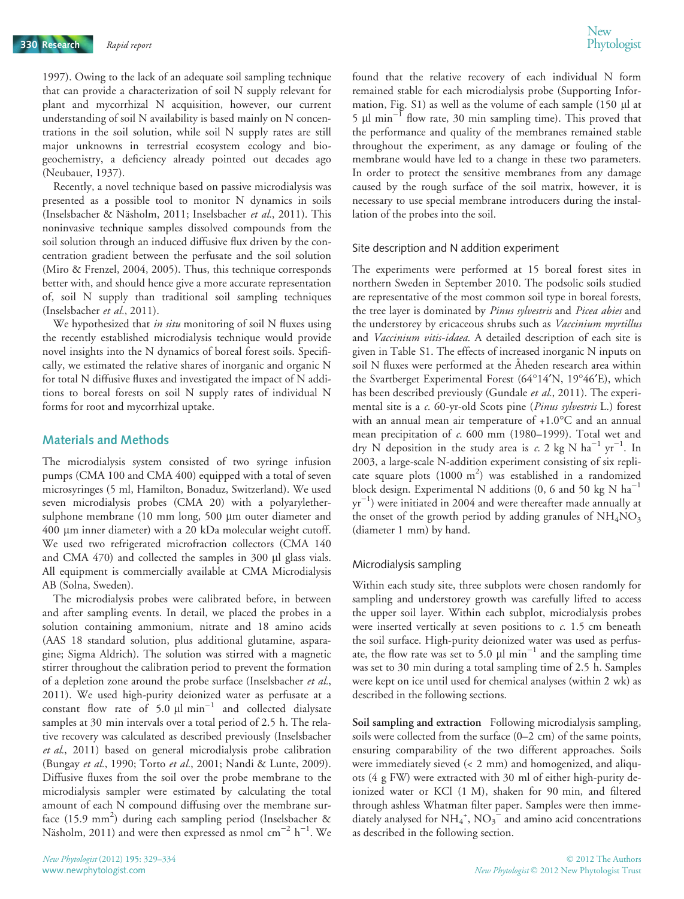1997). Owing to the lack of an adequate soil sampling technique that can provide a characterization of soil N supply relevant for plant and mycorrhizal N acquisition, however, our current understanding of soil N availability is based mainly on N concentrations in the soil solution, while soil N supply rates are still major unknowns in terrestrial ecosystem ecology and biogeochemistry, a deficiency already pointed out decades ago (Neubauer, 1937).

Recently, a novel technique based on passive microdialysis was presented as a possible tool to monitor N dynamics in soils (Inselsbacher & Näsholm, 2011; Inselsbacher *et al.*, 2011). This noninvasive technique samples dissolved compounds from the soil solution through an induced diffusive flux driven by the concentration gradient between the perfusate and the soil solution (Miro & Frenzel, 2004, 2005). Thus, this technique corresponds better with, and should hence give a more accurate representation of, soil N supply than traditional soil sampling techniques (Inselsbacher *et al.*, 2011).

We hypothesized that *in situ* monitoring of soil N fluxes using the recently established microdialysis technique would provide novel insights into the N dynamics of boreal forest soils. Specifically, we estimated the relative shares of inorganic and organic N for total N diffusive fluxes and investigated the impact of N additions to boreal forests on soil N supply rates of individual N forms for root and mycorrhizal uptake.

## Materials and Methods

The microdialysis system consisted of two syringe infusion pumps (CMA 100 and CMA 400) equipped with a total of seven microsyringes (5 ml, Hamilton, Bonaduz, Switzerland). We used seven microdialysis probes (CMA 20) with a polyarylethersulphone membrane (10 mm long, 500 μm outer diameter and 400 μm inner diameter) with a 20 kDa molecular weight cutoff. We used two refrigerated microfraction collectors (CMA 140 and CMA 470) and collected the samples in 300 μl glass vials. All equipment is commercially available at CMA Microdialysis AB (Solna, Sweden).

The microdialysis probes were calibrated before, in between and after sampling events. In detail, we placed the probes in a solution containing ammonium, nitrate and 18 amino acids (AAS 18 standard solution, plus additional glutamine, asparagine; Sigma Aldrich). The solution was stirred with a magnetic stirrer throughout the calibration period to prevent the formation of a depletion zone around the probe surface (Inselsbacher *et al.*, 2011). We used high-purity deionized water as perfusate at a constant flow rate of 5.0 μl $min^{-1}$ and collected dialysate samples at 30 min intervals over a total period of 2.5 h. The relative recovery was calculated as described previously (Inselsbacher *et al.*, 2011) based on general microdialysis probe calibration (Bungay *et al.*, 1990; Torto *et al.*, 2001; Nandi & Lunte, 2009). Diffusive fluxes from the soil over the probe membrane to the microdialysis sampler were estimated by calculating the total amount of each N compound diffusing over the membrane surface (15.9 $mm^2$) during each sampling period (Inselsbacher & Näsholm, 2011) and were then expressed as nmol $cm^{-2}$ $h^{-1}$. We found that the relative recovery of each individual N form remained stable for each microdialysis probe (Supporting Information, Fig. S1) as well as the volume of each sample (150 μl at 5 μl $min^{-1}$ flow rate, 30 min sampling time). This proved that the performance and quality of the membranes remained stable throughout the experiment, as any damage or fouling of the membrane would have led to a change in these two parameters. In order to protect the sensitive membranes from any damage caused by the rough surface of the soil matrix, however, it is necessary to use special membrane introducers during the installation of the probes into the soil.

### Site description and N addition experiment

The experiments were performed at 15 boreal forest sites in northern Sweden in September 2010. The podsolic soils studied are representative of the most common soil type in boreal forests, the tree layer is dominated by *Pinus sylvestris* and *Picea abies* and the understorey by ericaceous shrubs such as *Vaccinium myrtillus* and *Vaccinium vitis-idaea*. A detailed description of each site is given in Table S1. The effects of increased inorganic N inputs on soil N fluxes were performed at the Åheden research area within the Svartberget Experimental Forest (64°14′N, 19°46′E), which has been described previously (Gundale *et al.*, 2011). The experimental site is a *c.* 60-yr-old Scots pine (*Pinus sylvestris* L.) forest with an annual mean air temperature of +1.0°C and an annual mean precipitation of *c.* 600 mm (1980–1999). Total wet and dry N deposition in the study area is *c.* 2 kg N $ha^{-1}$ $yr^{-1}$. In 2003, a large-scale N-addition experiment consisting of six replicate square plots (1000 $m^2$) was established in a randomized block design. Experimental N additions (0, 6 and 50 kg N $ha^{-1}$ $yr^{-1}$) were initiated in 2004 and were thereafter made annually at the onset of the growth period by adding granules of $NH_4NO_3$ (diameter 1 mm) by hand.

### Microdialysis sampling

Within each study site, three subplots were chosen randomly for sampling and understorey growth was carefully lifted to access the upper soil layer. Within each subplot, microdialysis probes were inserted vertically at seven positions to *c.* 1.5 cm beneath the soil surface. High-purity deionized water was used as perfusate, the flow rate was set to 5.0 μl $min^{-1}$ and the sampling time was set to 30 min during a total sampling time of 2.5 h. Samples were kept on ice until used for chemical analyses (within 2 wk) as described in the following sections.

**Soil sampling and extraction** Following microdialysis sampling, soils were collected from the surface (0–2 cm) of the same points, ensuring comparability of the two different approaches. Soils were immediately sieved (< 2 mm) and homogenized, and aliquots (4 g FW) were extracted with 30 ml of either high-purity deionized water or KCl (1 M), shaken for 90 min, and filtered through ashless Whatman filter paper. Samples were then immediately analysed for $NH_4^+$, $NO_3^-$ and amino acid concentrations as described in the following section.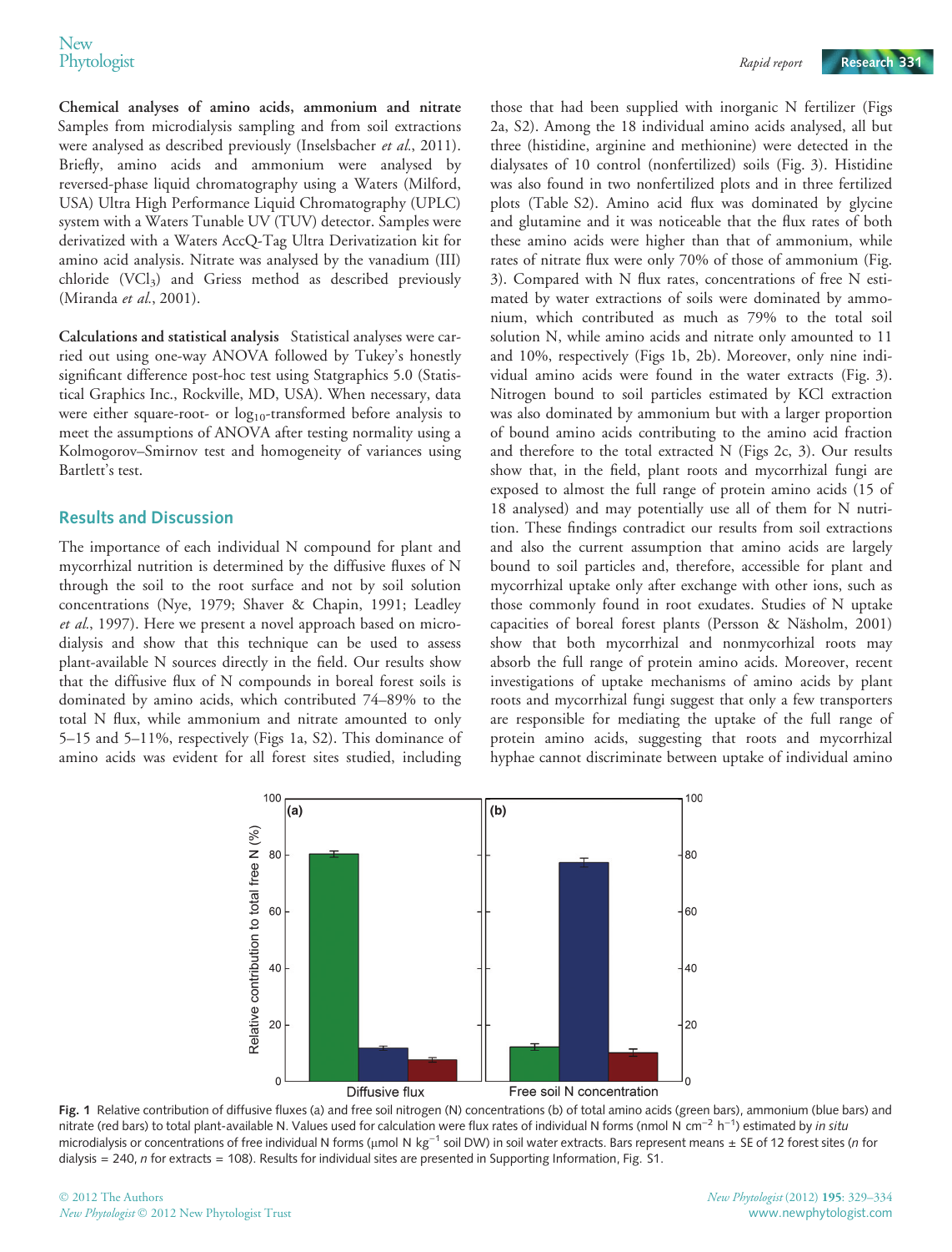**Chemical analyses of amino acids, ammonium and nitrate** Samples from microdialysis sampling and from soil extractions were analysed as described previously (Inselsbacher *et al.*, 2011). Briefly, amino acids and ammonium were analysed by reversed-phase liquid chromatography using a Waters (Milford, USA) Ultra High Performance Liquid Chromatography (UPLC) system with a Waters Tunable UV (TUV) detector. Samples were derivatized with a Waters AccQ-Tag Ultra Derivatization kit for amino acid analysis. Nitrate was analysed by the vanadium (III) chloride ($VCl_3$) and Griess method as described previously (Miranda *et al.*, 2001).

**Calculations and statistical analysis** Statistical analyses were carried out using one-way ANOVA followed by Tukey's honestly significant difference post-hoc test using Statgraphics 5.0 (Statistical Graphics Inc., Rockville, MD, USA). When necessary, data were either square-root- or $\log_{10}$-transformed before analysis to meet the assumptions of ANOVA after testing normality using a Kolmogorov–Smirnov test and homogeneity of variances using Bartlett's test.

## Results and Discussion

The importance of each individual N compound for plant and mycorrhizal nutrition is determined by the diffusive fluxes of N through the soil to the root surface and not by soil solution concentrations (Nye, 1979; Shaver & Chapin, 1991; Leadley *et al.*, 1997). Here we present a novel approach based on microdialysis and show that this technique can be used to assess plant-available N sources directly in the field. Our results show that the diffusive flux of N compounds in boreal forest soils is dominated by amino acids, which contributed 74–89% to the total N flux, while ammonium and nitrate amounted to only 5–15 and 5–11%, respectively (Figs 1a, S2). This dominance of amino acids was evident for all forest sites studied, including those that had been supplied with inorganic N fertilizer (Figs 2a, S2). Among the 18 individual amino acids analysed, all but three (histidine, arginine and methionine) were detected in the dialysates of 10 control (nonfertilized) soils (Fig. 3). Histidine was also found in two nonfertilized plots and in three fertilized plots (Table S2). Amino acid flux was dominated by glycine and glutamine and it was noticeable that the flux rates of both these amino acids were higher than that of ammonium, while rates of nitrate flux were only 70% of those of ammonium (Fig. 3). Compared with N flux rates, concentrations of free N estimated by water extractions of soils were dominated by ammonium, which contributed as much as 79% to the total soil solution N, while amino acids and nitrate only amounted to 11 and 10%, respectively (Figs 1b, 2b). Moreover, only nine individual amino acids were found in the water extracts (Fig. 3). Nitrogen bound to soil particles estimated by KCl extraction was also dominated by ammonium but with a larger proportion of bound amino acids contributing to the amino acid fraction and therefore to the total extracted N (Figs 2c, 3). Our results show that, in the field, plant roots and mycorrhizal fungi are exposed to almost the full range of protein amino acids (15 of 18 analysed) and may potentially use all of them for N nutrition. These findings contradict our results from soil extractions and also the current assumption that amino acids are largely bound to soil particles and, therefore, accessible for plant and mycorrhizal uptake only after exchange with other ions, such as those commonly found in root exudates. Studies of N uptake capacities of boreal forest plants (Persson & Näsholm, 2001) show that both mycorrhizal and nonmycorhizal roots may absorb the full range of protein amino acids. Moreover, recent investigations of uptake mechanisms of amino acids by plant roots and mycorrhizal fungi suggest that only a few transporters are responsible for mediating the uptake of the full range of protein amino acids, suggesting that roots and mycorrhizal hyphae cannot discriminate between uptake of individual amino

**Fig. 1** Relative contribution of diffusive fluxes (a) and free soil nitrogen (N) concentrations (b) of total amino acids (green bars), ammonium (blue bars) and nitrate (red bars) to total plant-available N. Values used for calculation were flux rates of individual N forms (nmol N $cm^{-2}$ $h^{-1}$) estimated by *in situ* microdialysis or concentrations of free individual N forms (μmol N $kg^{-1}$ soil DW) in soil water extracts. Bars represent means ± SE of 12 forest sites (*n* for dialysis = 240, *n* for extracts = 108). Results for individual sites are presented in Supporting Information, Fig. S1.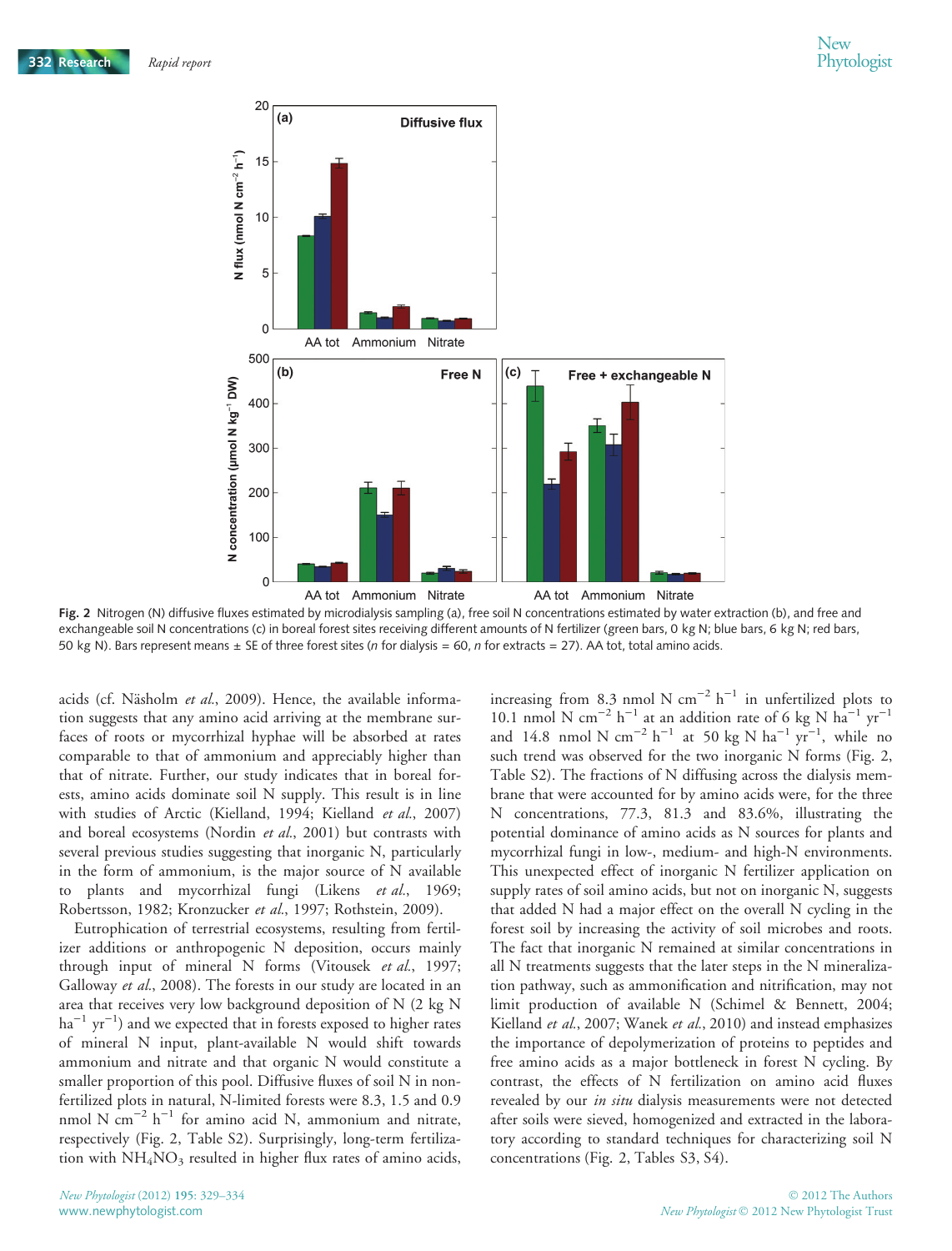Fig. 2 Nitrogen (N) diffusive fluxes estimated by microdialysis sampling (a), free soil N concentrations estimated by water extraction (b), and free and exchangeable soil N concentrations (c) in boreal forest sites receiving different amounts of N fertilizer (green bars, 0 kg N; blue bars, 6 kg N; red bars, 50 kg N). Bars represent means ± SE of three forest sites (*n* for dialysis = 60, *n* for extracts = 27). AA tot, total amino acids.

acids (cf. Näsholm *et al.*, 2009). Hence, the available information suggests that any amino acid arriving at the membrane surfaces of roots or mycorrhizal hyphae will be absorbed at rates comparable to that of ammonium and appreciably higher than that of nitrate. Further, our study indicates that in boreal forests, amino acids dominate soil N supply. This result is in line with studies of Arctic (Kielland, 1994; Kielland *et al.*, 2007) and boreal ecosystems (Nordin *et al.*, 2001) but contrasts with several previous studies suggesting that inorganic N, particularly in the form of ammonium, is the major source of N available to plants and mycorrhizal fungi (Likens *et al.*, 1969; Robertsson, 1982; Kronzucker *et al.*, 1997; Rothstein, 2009).

Eutrophication of terrestrial ecosystems, resulting from fertilizer additions or anthropogenic N deposition, occurs mainly through input of mineral N forms (Vitousek *et al.*, 1997; Galloway *et al.*, 2008). The forests in our study are located in an area that receives very low background deposition of N (2 kg N $ha^{-1}$ $yr^{-1}$) and we expected that in forests exposed to higher rates of mineral N input, plant-available N would shift towards ammonium and nitrate and that organic N would constitute a smaller proportion of this pool. Diffusive fluxes of soil N in non-fertilized plots in natural, N-limited forests were 8.3, 1.5 and 0.9 nmol N $cm^{-2}$ $h^{-1}$ for amino acid N, ammonium and nitrate, respectively (Fig. 2, Table S2). Surprisingly, long-term fertilization with $NH_4NO_3$ resulted in higher flux rates of amino acids, increasing from 8.3 nmol N $cm^{-2}$ $h^{-1}$ in unfertilized plots to 10.1 nmol N $cm^{-2}$ $h^{-1}$ at an addition rate of 6 kg N $ha^{-1}$ $yr^{-1}$ and 14.8 nmol N $cm^{-2}$ $h^{-1}$ at 50 kg N $ha^{-1}$ $yr^{-1}$, while no such trend was observed for the two inorganic N forms (Fig. 2, Table S2). The fractions of N diffusing across the dialysis membrane that were accounted for by amino acids were, for the three N concentrations, 77.3, 81.3 and 83.6%, illustrating the potential dominance of amino acids as N sources for plants and mycorrhizal fungi in low-, medium- and high-N environments. This unexpected effect of inorganic N fertilizer application on supply rates of soil amino acids, but not on inorganic N, suggests that added N had a major effect on the overall N cycling in the forest soil by increasing the activity of soil microbes and roots. The fact that inorganic N remained at similar concentrations in all N treatments suggests that the later steps in the N mineralization pathway, such as ammonification and nitrification, may not limit production of available N (Schimel & Bennett, 2004; Kielland *et al.*, 2007; Wanek *et al.*, 2010) and instead emphasizes the importance of depolymerization of proteins to peptides and free amino acids as a major bottleneck in forest N cycling. By contrast, the effects of N fertilization on amino acid fluxes revealed by our *in situ* dialysis measurements were not detected after soils were sieved, homogenized and extracted in the laboratory according to standard techniques for characterizing soil N concentrations (Fig. 2, Tables S3, S4).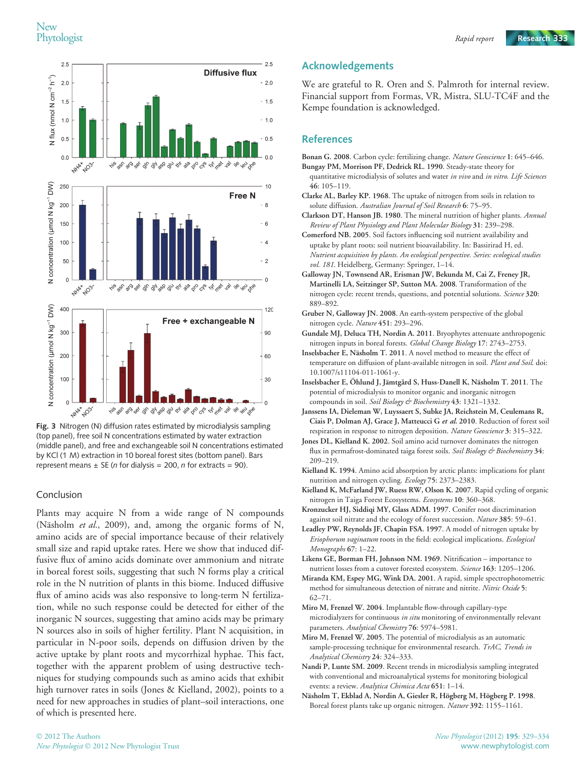Fig. 3 Nitrogen (N) diffusion rates estimated by microdialysis sampling (top panel), free soil N concentrations estimated by water extraction (middle panel), and free and exchangeable soil N concentrations estimated by KCl (1 M) extraction in 10 boreal forest sites (bottom panel). Bars represent means ± SE (n for dialysis = 200, n for extracts = 90).

## Conclusion

Plants may acquire N from a wide range of N compounds (Näsholm *et al.*, 2009), and, among the organic forms of N, amino acids are of special importance because of their relatively small size and rapid uptake rates. Here we show that induced diffusive flux of amino acids dominate over ammonium and nitrate in boreal forest soils, suggesting that such N forms play a critical role in the N nutrition of plants in this biome. Induced diffusive flux of amino acids was also responsive to long-term N fertilization, while no such response could be detected for either of the inorganic N sources, suggesting that amino acids may be primary N sources also in soils of higher fertility. Plant N acquisition, in particular in N-poor soils, depends on diffusion driven by the active uptake by plant roots and mycorrhizal hyphae. This fact, together with the apparent problem of using destructive techniques for studying compounds such as amino acids that exhibit high turnover rates in soils (Jones & Kielland, 2002), points to a need for new approaches in studies of plant–soil interactions, one of which is presented here.

## Acknowledgements

We are grateful to R. Oren and S. Palmroth for internal review. Financial support from Formas, VR, Mistra, SLU-TC4F and the Kempe foundation is acknowledged.

## References

Bonan G. 2008. Carbon cycle: fertilizing change. *Nature Geoscience* 1: 645–646.

Bungay PM, Morrison PF, Dedrick RL. 1990. Steady-state theory for quantitative microdialysis of solutes and water *in vivo* and *in vitro*. *Life Sciences* 46: 105–119.

Clarke AL, Barley KP. 1968. The uptake of nitrogen from soils in relation to solute diffusion. *Australian Journal of Soil Research* 6: 75–95.

Clarkson DT, Hanson JB. 1980. The mineral nutrition of higher plants. *Annual Review of Plant Physiology and Plant Molecular Biology* 31: 239–298.

Comerford NB. 2005. Soil factors influencing soil nutrient availability and uptake by plant roots: soil nutrient bioavailability. In: Bassirirad H, ed. *Nutrient acquisition by plants. An ecological perspective. Series: ecological studies vol. 181.* Heidelberg, Germany: Springer, 1–14.

Galloway JN, Townsend AR, Erisman JW, Bekunda M, Cai Z, Freney JR, Martinelli LA, Seitzinger SP, Sutton MA. 2008. Transformation of the nitrogen cycle: recent trends, questions, and potential solutions. *Science* 320: 889–892.

Gruber N, Galloway JN. 2008. An earth-system perspective of the global nitrogen cycle. *Nature* 451: 293–296.

Gundale MJ, Deluca TH, Nordin A. 2011. Bryophytes attenuate anthropogenic nitrogen inputs in boreal forests. *Global Change Biology* 17: 2743–2753.

Inselsbacher E, Näsholm T. 2011. A novel method to measure the effect of temperature on diffusion of plant-available nitrogen in soil. *Plant and Soil*. doi: 10.1007/s11104-011-1061-y.

Inselsbacher E, Öhlund J, Jämtgård S, Huss-Danell K, Näsholm T. 2011. The potential of microdialysis to monitor organic and inorganic nitrogen compounds in soil. *Soil Biology & Biochemistry* 43: 1321–1332.

Janssens IA, Dieleman W, Luyssaert S, Subke JA, Reichstein M, Ceulemans R, Ciais P, Dolman AJ, Grace J, Matteucci G *et al.* 2010. Reduction of forest soil respiration in response to nitrogen deposition. *Nature Geoscience* 3: 315–322.

Jones DL, Kielland K. 2002. Soil amino acid turnover dominates the nitrogen flux in permafrost-dominated taiga forest soils. *Soil Biology & Biochemistry* 34: 209–219.

Kielland K. 1994. Amino acid absorption by arctic plants: implications for plant nutrition and nitrogen cycling. *Ecology* 75: 2373–2383.

Kielland K, McFarland JW, Ruess RW, Olson K. 2007. Rapid cycling of organic nitrogen in Taiga Forest Ecosystems. *Ecosystems* 10: 360–368.

Kronzucker HJ, Siddiqi MY, Glass ADM. 1997. Conifer root discrimination against soil nitrate and the ecology of forest succession. *Nature* 385: 59–61.

Leadley PW, Reynolds JF, Chapin FSA. 1997. A model of nitrogen uptake by *Eriophorum vaginatum* roots in the field: ecological implications. *Ecological Monographs* 67: 1–22.

Likens GE, Borman FH, Johnson NM. 1969. Nitrification – importance to nutrient losses from a cutover forested ecosystem. *Science* 163: 1205–1206.

Miranda KM, Espey MG, Wink DA. 2001. A rapid, simple spectrophotometric method for simultaneous detection of nitrate and nitrite. *Nitric Oxide* 5: 62–71.

Miro M, Frenzel W. 2004. Implantable flow-through capillary-type microdialyzers for continuous *in situ* monitoring of environmentally relevant parameters. *Analytical Chemistry* 76: 5974–5981.

Miro M, Frenzel W. 2005. The potential of microdialysis as an automatic sample-processing technique for environmental research. *TrAC, Trends in Analytical Chemistry* 24: 324–333.

Nandi P, Lunte SM. 2009. Recent trends in microdialysis sampling integrated with conventional and microanalytical systems for monitoring biological events: a review. *Analytica Chimica Acta* 651: 1–14.

Näsholm T, Ekblad A, Nordin A, Giesler R, Högberg M, Högberg P. 1998. Boreal forest plants take up organic nitrogen. *Nature* 392: 1155–1161.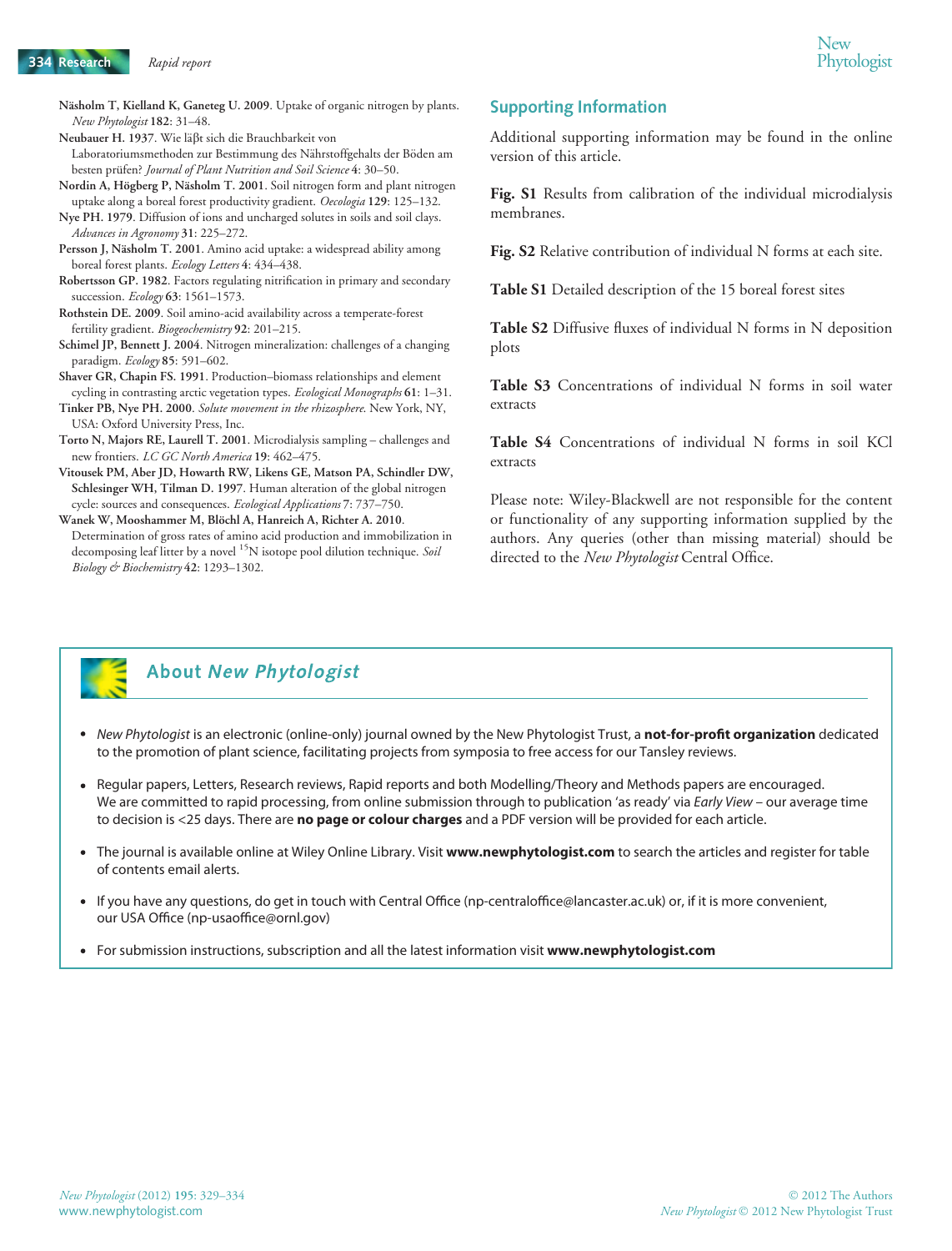**Näsholm T, Kielland K, Ganeteg U. 2009**. Uptake of organic nitrogen by plants. *New Phytologist* **182**: 31–48.

**Neubauer H. 1937**. Wie läβt sich die Brauchbarkeit von Laboratoriumsmethoden zur Bestimmung des Nährstoffgehalts der Böden am besten prüfen? *Journal of Plant Nutrition and Soil Science* **4**: 30–50.

**Nordin A, Högberg P, Näsholm T. 2001**. Soil nitrogen form and plant nitrogen uptake along a boreal forest productivity gradient. *Oecologia* **129**: 125–132.

**Nye PH. 1979**. Diffusion of ions and uncharged solutes in soils and soil clays. *Advances in Agronomy* **31**: 225–272.

**Persson J, Näsholm T. 2001**. Amino acid uptake: a widespread ability among boreal forest plants. *Ecology Letters* **4**: 434–438.

**Robertsson GP. 1982**. Factors regulating nitrification in primary and secondary succession. *Ecology* **63**: 1561–1573.

**Rothstein DE. 2009**. Soil amino-acid availability across a temperate-forest fertility gradient. *Biogeochemistry* **92**: 201–215.

**Schimel JP, Bennett J. 2004**. Nitrogen mineralization: challenges of a changing paradigm. *Ecology* **85**: 591–602.

**Shaver GR, Chapin FS. 1991**. Production–biomass relationships and element cycling in contrasting arctic vegetation types. *Ecological Monographs* **61**: 1–31.

**Tinker PB, Nye PH. 2000**. *Solute movement in the rhizosphere*. New York, NY, USA: Oxford University Press, Inc.

**Torto N, Majors RE, Laurell T. 2001**. Microdialysis sampling – challenges and new frontiers. *LC GC North America* **19**: 462–475.

**Vitousek PM, Aber JD, Howarth RW, Likens GE, Matson PA, Schindler DW, Schlesinger WH, Tilman D. 1997**. Human alteration of the global nitrogen cycle: sources and consequences. *Ecological Applications* **7**: 737–750.

**Wanek W, Mooshammer M, Blöchl A, Hanreich A, Richter A. 2010**. Determination of gross rates of amino acid production and immobilization in decomposing leaf litter by a novel $^{15}$N isotope pool dilution technique. *Soil Biology & Biochemistry* **42**: 1293–1302.

## Supporting Information

Additional supporting information may be found in the online version of this article.

**Fig. S1** Results from calibration of the individual microdialysis membranes.

**Fig. S2** Relative contribution of individual N forms at each site.

**Table S1** Detailed description of the 15 boreal forest sites

**Table S2** Diffusive fluxes of individual N forms in N deposition plots

**Table S3** Concentrations of individual N forms in soil water extracts

**Table S4** Concentrations of individual N forms in soil KCl extracts

Please note: Wiley-Blackwell are not responsible for the content or functionality of any supporting information supplied by the authors. Any queries (other than missing material) should be directed to the *New Phytologist* Central Office.

## About *New Phytologist*

- *New Phytologist* is an electronic (online-only) journal owned by the New Phytologist Trust, a **not-for-profit organization** dedicated to the promotion of plant science, facilitating projects from symposia to free access for our Tansley reviews.
- Regular papers, Letters, Research reviews, Rapid reports and both Modelling/Theory and Methods papers are encouraged. We are committed to rapid processing, from online submission through to publication 'as ready' via *Early View* – our average time to decision is <25 days. There are **no page or colour charges** and a PDF version will be provided for each article.
- The journal is available online at Wiley Online Library. Visit **www.newphytologist.com** to search the articles and register for table of contents email alerts.
- If you have any questions, do get in touch with Central Office (np-centraloffice@lancaster.ac.uk) or, if it is more convenient, our USA Office (np-usaoffice@ornl.gov)
- For submission instructions, subscription and all the latest information visit **www.newphytologist.com**